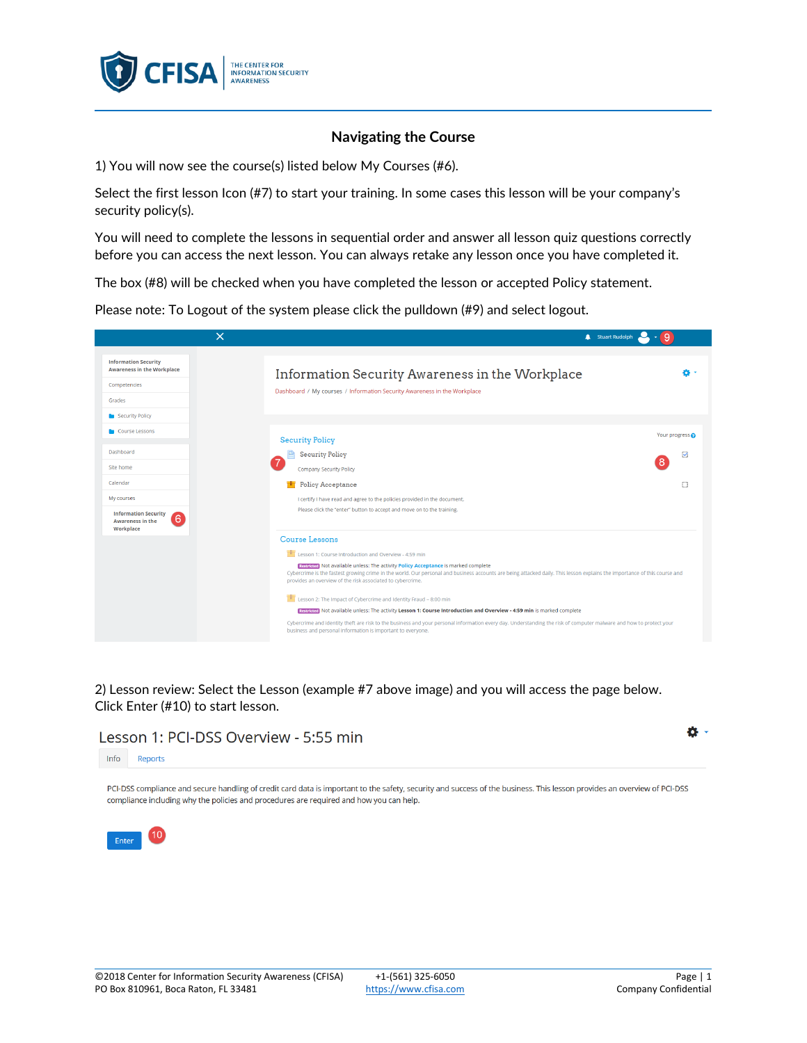## Navigating the Course

1) You will now see the course(s) listed below My Courses (#6).

Select the first lesson Icon (#7) to start your training. In some cases this lesson will be your company's security policy(s).

You will need to complete the lessons in sequential order and answer all lesson quiz questions correctly before you can access the next lesson. You can always retake any lesson once you have completed it.

The box (#8) will be checked when you have completed the lesson or accepted Policy statement.

Please note: To Logout of the system please click the pulldown (#9) and select logout.

2) Lesson review: Select the Lesson (example #7 above image) and you will access the page below. Click Enter (#10) to start lesson.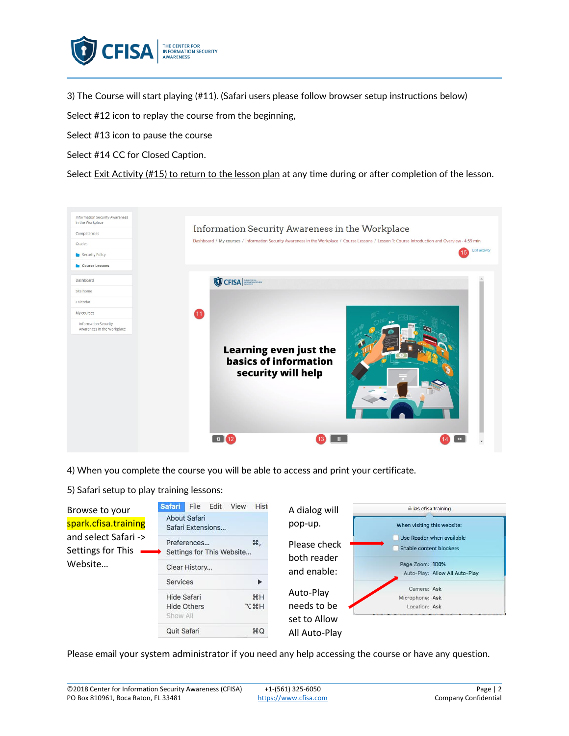3) The Course will start playing (#11). (Safari users please follow browser setup instructions below)

Select #12 icon to replay the course from the beginning,

Select #13 icon to pause the course

Select #14 CC for Closed Caption.

Select Exit Activity (#15) to return to the lesson plan at any time during or after completion of the lesson.

4) When you complete the course you will be able to access and print your certificate.

5) Safari setup to play training lessons:

Browse to your spark.cfisa.training and select Safari -> Settings for This Website…

A dialog will pop-up.

Please check both reader and enable:

Auto-Play needs to be set to Allow All Auto-Play

Please email your system administrator if you need any help accessing the course or have any question.